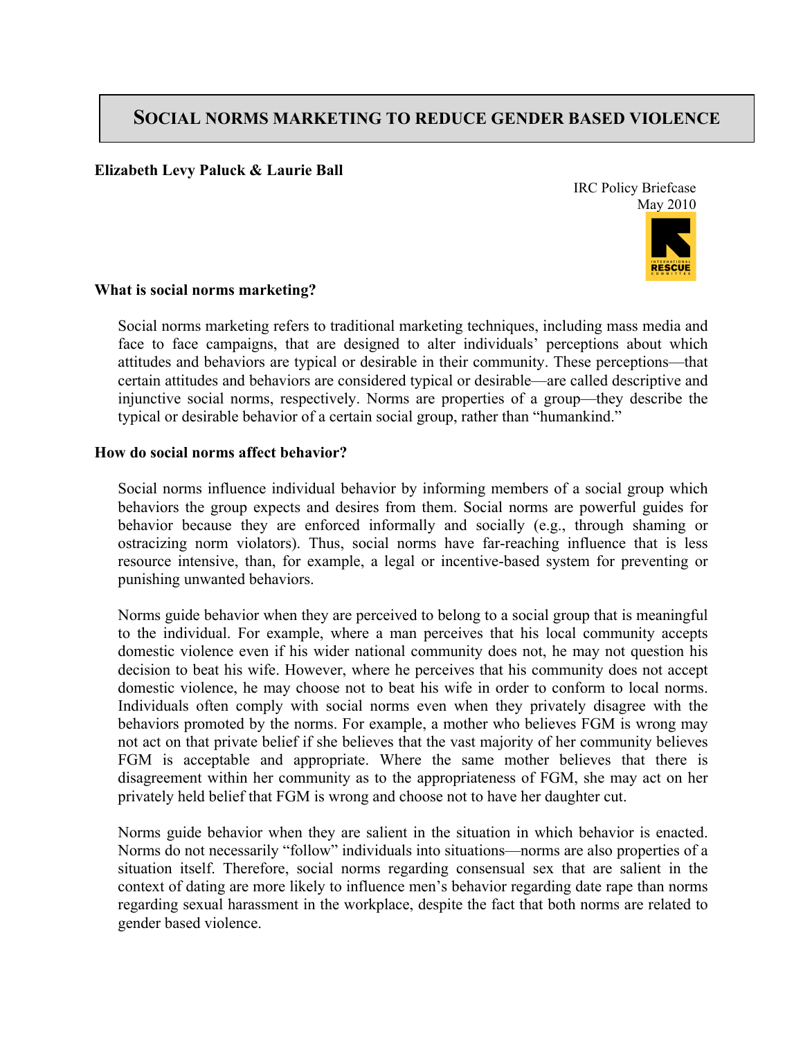# SOCIAL NORMS MARKETING TO REDUCE GENDER BASED VIOLENCE

**Elizabeth Levy Paluck & Laurie Ball**

IRC Policy Briefcase
May 2010

### What is social norms marketing?

Social norms marketing refers to traditional marketing techniques, including mass media and face to face campaigns, that are designed to alter individuals' perceptions about which attitudes and behaviors are typical or desirable in their community. These perceptions—that certain attitudes and behaviors are considered typical or desirable—are called descriptive and injunctive social norms, respectively. Norms are properties of a group—they describe the typical or desirable behavior of a certain social group, rather than "humankind."

### How do social norms affect behavior?

Social norms influence individual behavior by informing members of a social group which behaviors the group expects and desires from them. Social norms are powerful guides for behavior because they are enforced informally and socially (e.g., through shaming or ostracizing norm violators). Thus, social norms have far-reaching influence that is less resource intensive, than, for example, a legal or incentive-based system for preventing or punishing unwanted behaviors.

Norms guide behavior when they are perceived to belong to a social group that is meaningful to the individual. For example, where a man perceives that his local community accepts domestic violence even if his wider national community does not, he may not question his decision to beat his wife. However, where he perceives that his community does not accept domestic violence, he may choose not to beat his wife in order to conform to local norms. Individuals often comply with social norms even when they privately disagree with the behaviors promoted by the norms. For example, a mother who believes FGM is wrong may not act on that private belief if she believes that the vast majority of her community believes FGM is acceptable and appropriate. Where the same mother believes that there is disagreement within her community as to the appropriateness of FGM, she may act on her privately held belief that FGM is wrong and choose not to have her daughter cut.

Norms guide behavior when they are salient in the situation in which behavior is enacted. Norms do not necessarily "follow" individuals into situations—norms are also properties of a situation itself. Therefore, social norms regarding consensual sex that are salient in the context of dating are more likely to influence men's behavior regarding date rape than norms regarding sexual harassment in the workplace, despite the fact that both norms are related to gender based violence.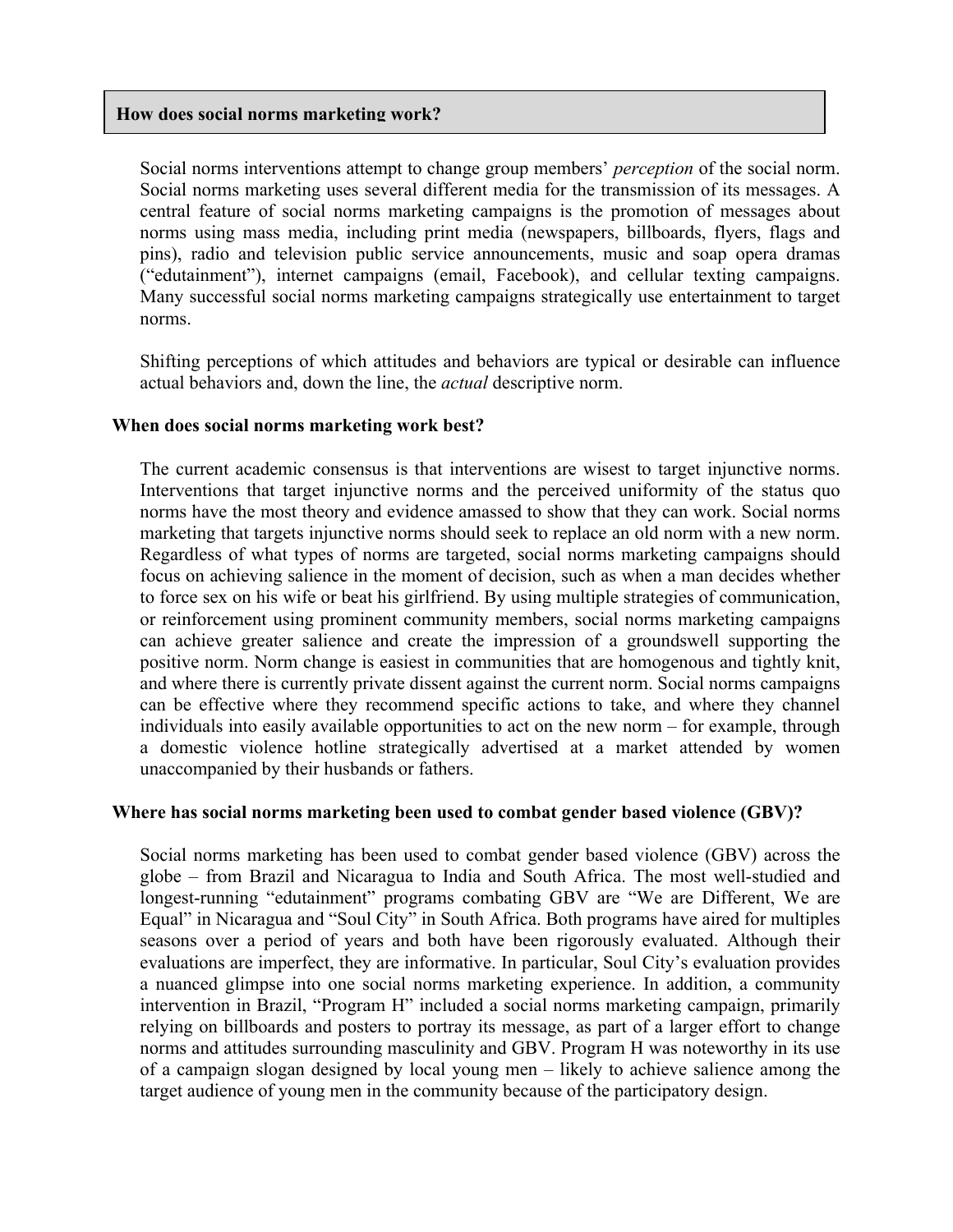## How does social norms marketing work?

Social norms interventions attempt to change group members' *perception* of the social norm. Social norms marketing uses several different media for the transmission of its messages. A central feature of social norms marketing campaigns is the promotion of messages about norms using mass media, including print media (newspapers, billboards, flyers, flags and pins), radio and television public service announcements, music and soap opera dramas ("edutainment"), internet campaigns (email, Facebook), and cellular texting campaigns. Many successful social norms marketing campaigns strategically use entertainment to target norms.

Shifting perceptions of which attitudes and behaviors are typical or desirable can influence actual behaviors and, down the line, the *actual* descriptive norm.

### When does social norms marketing work best?

The current academic consensus is that interventions are wisest to target injunctive norms. Interventions that target injunctive norms and the perceived uniformity of the status quo norms have the most theory and evidence amassed to show that they can work. Social norms marketing that targets injunctive norms should seek to replace an old norm with a new norm. Regardless of what types of norms are targeted, social norms marketing campaigns should focus on achieving salience in the moment of decision, such as when a man decides whether to force sex on his wife or beat his girlfriend. By using multiple strategies of communication, or reinforcement using prominent community members, social norms marketing campaigns can achieve greater salience and create the impression of a groundswell supporting the positive norm. Norm change is easiest in communities that are homogenous and tightly knit, and where there is currently private dissent against the current norm. Social norms campaigns can be effective where they recommend specific actions to take, and where they channel individuals into easily available opportunities to act on the new norm – for example, through a domestic violence hotline strategically advertised at a market attended by women unaccompanied by their husbands or fathers.

### Where has social norms marketing been used to combat gender based violence (GBV)?

Social norms marketing has been used to combat gender based violence (GBV) across the globe – from Brazil and Nicaragua to India and South Africa. The most well-studied and longest-running "edutainment" programs combating GBV are "We are Different, We are Equal" in Nicaragua and "Soul City" in South Africa. Both programs have aired for multiples seasons over a period of years and both have been rigorously evaluated. Although their evaluations are imperfect, they are informative. In particular, Soul City's evaluation provides a nuanced glimpse into one social norms marketing experience. In addition, a community intervention in Brazil, "Program H" included a social norms marketing campaign, primarily relying on billboards and posters to portray its message, as part of a larger effort to change norms and attitudes surrounding masculinity and GBV. Program H was noteworthy in its use of a campaign slogan designed by local young men – likely to achieve salience among the target audience of young men in the community because of the participatory design.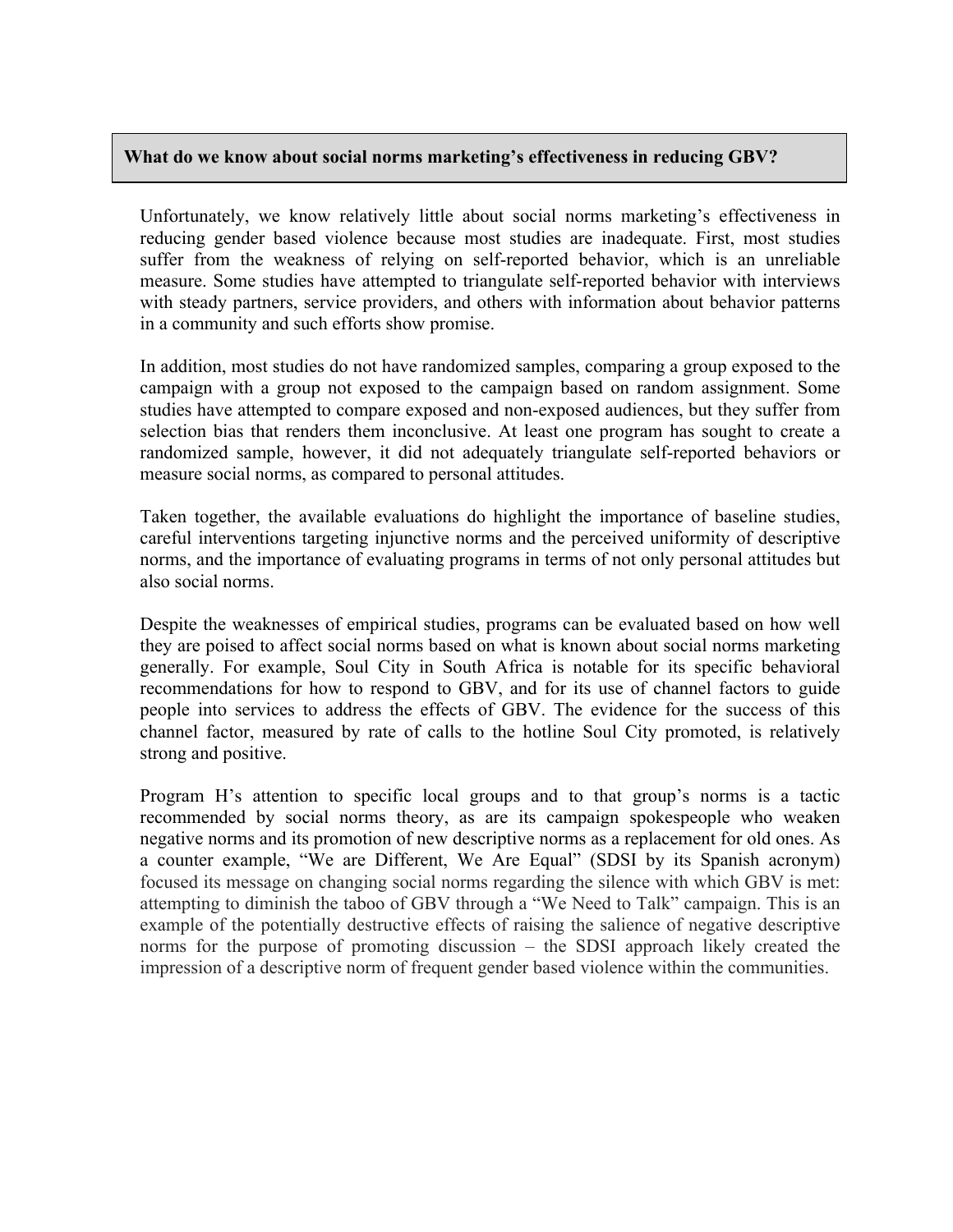## What do we know about social norms marketing's effectiveness in reducing GBV?

Unfortunately, we know relatively little about social norms marketing's effectiveness in reducing gender based violence because most studies are inadequate. First, most studies suffer from the weakness of relying on self-reported behavior, which is an unreliable measure. Some studies have attempted to triangulate self-reported behavior with interviews with steady partners, service providers, and others with information about behavior patterns in a community and such efforts show promise.

In addition, most studies do not have randomized samples, comparing a group exposed to the campaign with a group not exposed to the campaign based on random assignment. Some studies have attempted to compare exposed and non-exposed audiences, but they suffer from selection bias that renders them inconclusive. At least one program has sought to create a randomized sample, however, it did not adequately triangulate self-reported behaviors or measure social norms, as compared to personal attitudes.

Taken together, the available evaluations do highlight the importance of baseline studies, careful interventions targeting injunctive norms and the perceived uniformity of descriptive norms, and the importance of evaluating programs in terms of not only personal attitudes but also social norms.

Despite the weaknesses of empirical studies, programs can be evaluated based on how well they are poised to affect social norms based on what is known about social norms marketing generally. For example, Soul City in South Africa is notable for its specific behavioral recommendations for how to respond to GBV, and for its use of channel factors to guide people into services to address the effects of GBV. The evidence for the success of this channel factor, measured by rate of calls to the hotline Soul City promoted, is relatively strong and positive.

Program H's attention to specific local groups and to that group's norms is a tactic recommended by social norms theory, as are its campaign spokespeople who weaken negative norms and its promotion of new descriptive norms as a replacement for old ones. As a counter example, "We are Different, We Are Equal" (SDSI by its Spanish acronym) focused its message on changing social norms regarding the silence with which GBV is met: attempting to diminish the taboo of GBV through a "We Need to Talk" campaign. This is an example of the potentially destructive effects of raising the salience of negative descriptive norms for the purpose of promoting discussion – the SDSI approach likely created the impression of a descriptive norm of frequent gender based violence within the communities.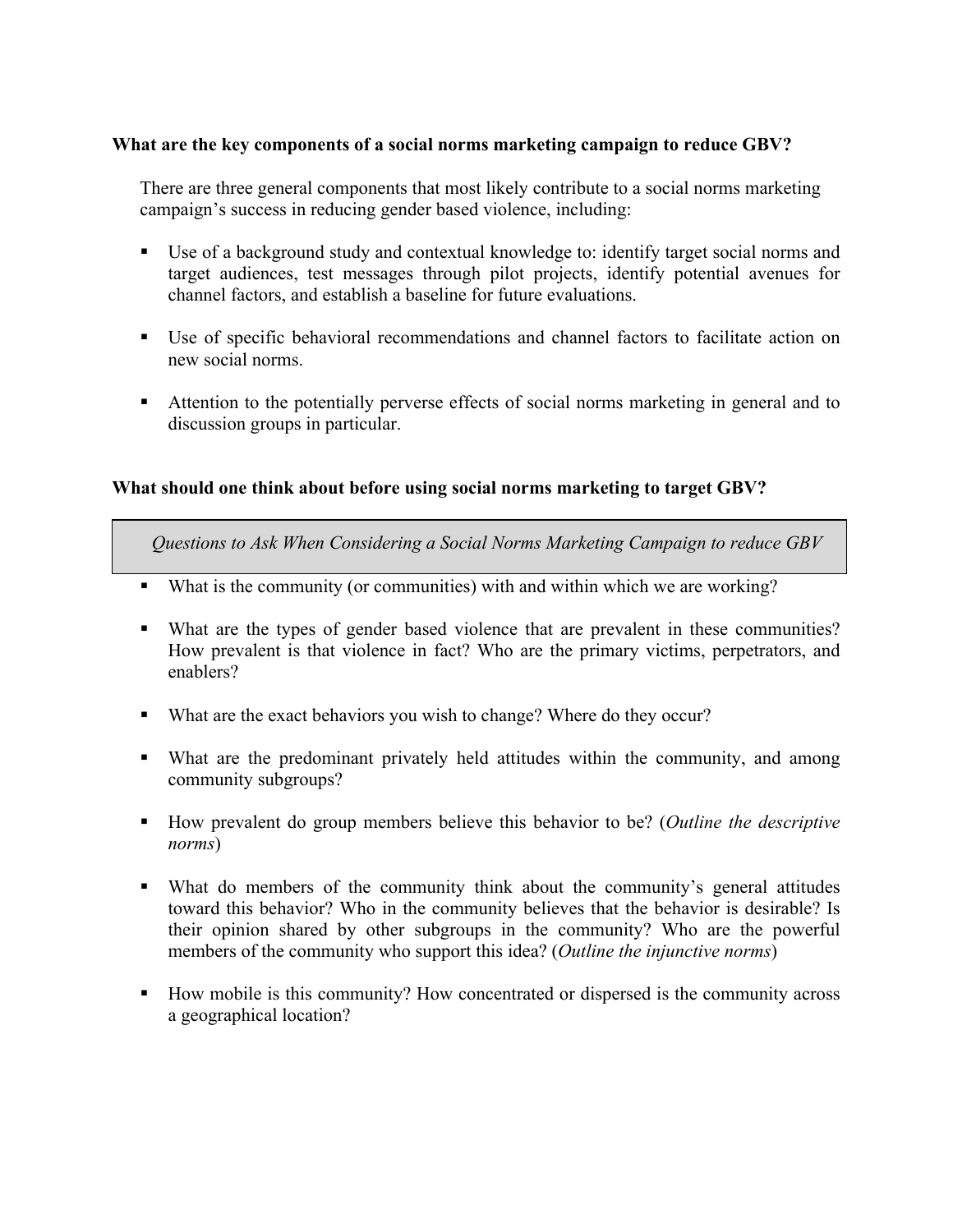**What are the key components of a social norms marketing campaign to reduce GBV?**

There are three general components that most likely contribute to a social norms marketing campaign's success in reducing gender based violence, including:

- Use of a background study and contextual knowledge to: identify target social norms and target audiences, test messages through pilot projects, identify potential avenues for channel factors, and establish a baseline for future evaluations.
- Use of specific behavioral recommendations and channel factors to facilitate action on new social norms.
- Attention to the potentially perverse effects of social norms marketing in general and to discussion groups in particular.

**What should one think about before using social norms marketing to target GBV?**

*Questions to Ask When Considering a Social Norms Marketing Campaign to reduce GBV*

- What is the community (or communities) with and within which we are working?
- What are the types of gender based violence that are prevalent in these communities? How prevalent is that violence in fact? Who are the primary victims, perpetrators, and enablers?
- What are the exact behaviors you wish to change? Where do they occur?
- What are the predominant privately held attitudes within the community, and among community subgroups?
- How prevalent do group members believe this behavior to be? (*Outline the descriptive norms*)
- What do members of the community think about the community's general attitudes toward this behavior? Who in the community believes that the behavior is desirable? Is their opinion shared by other subgroups in the community? Who are the powerful members of the community who support this idea? (*Outline the injunctive norms*)
- How mobile is this community? How concentrated or dispersed is the community across a geographical location?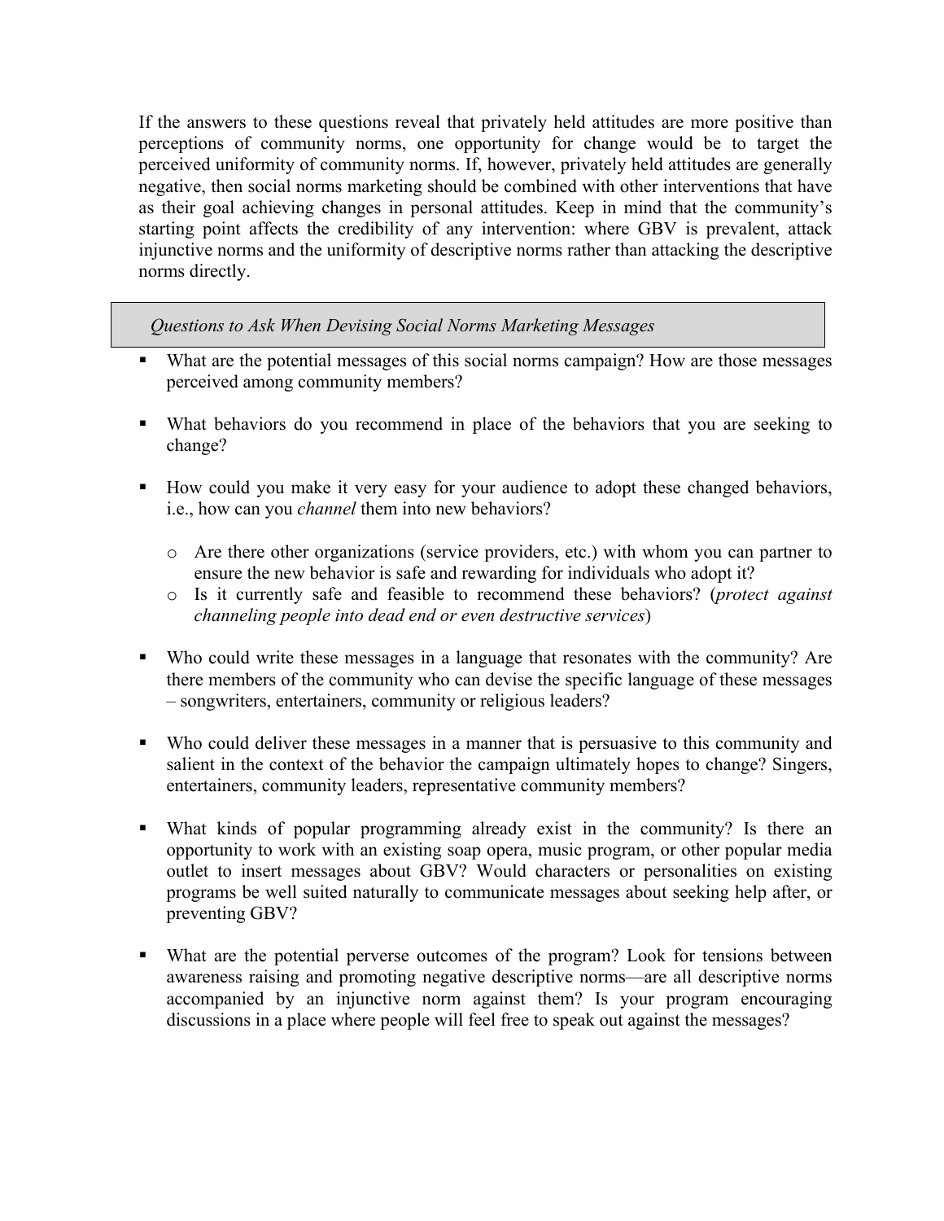If the answers to these questions reveal that privately held attitudes are more positive than perceptions of community norms, one opportunity for change would be to target the perceived uniformity of community norms. If, however, privately held attitudes are generally negative, then social norms marketing should be combined with other interventions that have as their goal achieving changes in personal attitudes. Keep in mind that the community's starting point affects the credibility of any intervention: where GBV is prevalent, attack injunctive norms and the uniformity of descriptive norms rather than attacking the descriptive norms directly.

*Questions to Ask When Devising Social Norms Marketing Messages*

- What are the potential messages of this social norms campaign? How are those messages perceived among community members?

- What behaviors do you recommend in place of the behaviors that you are seeking to change?

- How could you make it very easy for your audience to adopt these changed behaviors, i.e., how can you *channel* them into new behaviors?

  - Are there other organizations (service providers, etc.) with whom you can partner to ensure the new behavior is safe and rewarding for individuals who adopt it?
  - Is it currently safe and feasible to recommend these behaviors? (*protect against channeling people into dead end or even destructive services*)

- Who could write these messages in a language that resonates with the community? Are there members of the community who can devise the specific language of these messages – songwriters, entertainers, community or religious leaders?

- Who could deliver these messages in a manner that is persuasive to this community and salient in the context of the behavior the campaign ultimately hopes to change? Singers, entertainers, community leaders, representative community members?

- What kinds of popular programming already exist in the community? Is there an opportunity to work with an existing soap opera, music program, or other popular media outlet to insert messages about GBV? Would characters or personalities on existing programs be well suited naturally to communicate messages about seeking help after, or preventing GBV?

- What are the potential perverse outcomes of the program? Look for tensions between awareness raising and promoting negative descriptive norms—are all descriptive norms accompanied by an injunctive norm against them? Is your program encouraging discussions in a place where people will feel free to speak out against the messages?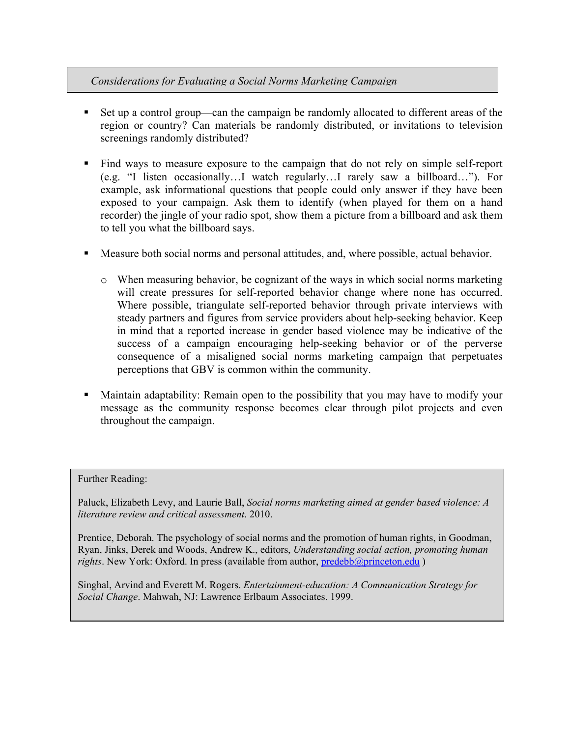*Considerations for Evaluating a Social Norms Marketing Campaign*

- Set up a control group—can the campaign be randomly allocated to different areas of the region or country? Can materials be randomly distributed, or invitations to television screenings randomly distributed?

- Find ways to measure exposure to the campaign that do not rely on simple self-report (e.g. "I listen occasionally…I watch regularly…I rarely saw a billboard…"). For example, ask informational questions that people could only answer if they have been exposed to your campaign. Ask them to identify (when played for them on a hand recorder) the jingle of your radio spot, show them a picture from a billboard and ask them to tell you what the billboard says.

- Measure both social norms and personal attitudes, and, where possible, actual behavior.

  - When measuring behavior, be cognizant of the ways in which social norms marketing will create pressures for self-reported behavior change where none has occurred. Where possible, triangulate self-reported behavior through private interviews with steady partners and figures from service providers about help-seeking behavior. Keep in mind that a reported increase in gender based violence may be indicative of the success of a campaign encouraging help-seeking behavior or of the perverse consequence of a misaligned social norms marketing campaign that perpetuates perceptions that GBV is common within the community.

- Maintain adaptability: Remain open to the possibility that you may have to modify your message as the community response becomes clear through pilot projects and even throughout the campaign.

Further Reading:

Paluck, Elizabeth Levy, and Laurie Ball, *Social norms marketing aimed at gender based violence: A literature review and critical assessment*. 2010.

Prentice, Deborah. The psychology of social norms and the promotion of human rights, in Goodman, Ryan, Jinks, Derek and Woods, Andrew K., editors, *Understanding social action, promoting human rights*. New York: Oxford. In press (available from author, predebb@princeton.edu )

Singhal, Arvind and Everett M. Rogers. *Entertainment-education: A Communication Strategy for Social Change*. Mahwah, NJ: Lawrence Erlbaum Associates. 1999.